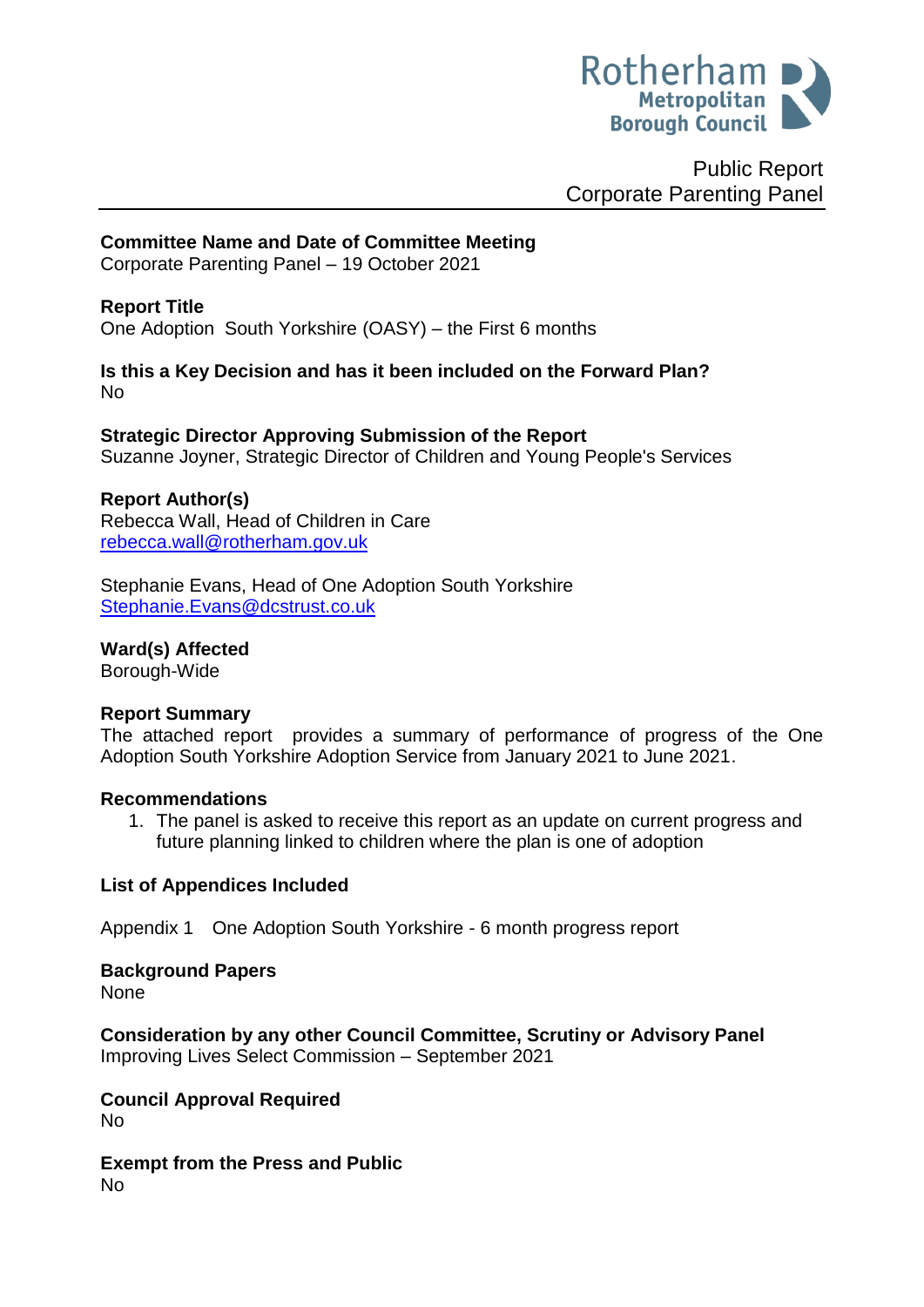Public Report
Corporate Parenting Panel

**Committee Name and Date of Committee Meeting**
Corporate Parenting Panel – 19 October 2021

**Report Title**
One Adoption South Yorkshire (OASY) – the First 6 months

**Is this a Key Decision and has it been included on the Forward Plan?**
No

**Strategic Director Approving Submission of the Report**
Suzanne Joyner, Strategic Director of Children and Young People's Services

**Report Author(s)**
Rebecca Wall, Head of Children in Care
rebecca.wall@rotherham.gov.uk

Stephanie Evans, Head of One Adoption South Yorkshire
Stephanie.Evans@dcstrust.co.uk

**Ward(s) Affected**
Borough-Wide

**Report Summary**
The attached report provides a summary of performance of progress of the One Adoption South Yorkshire Adoption Service from January 2021 to June 2021.

**Recommendations**

1. The panel is asked to receive this report as an update on current progress and future planning linked to children where the plan is one of adoption

**List of Appendices Included**

Appendix 1 One Adoption South Yorkshire - 6 month progress report

**Background Papers**
None

**Consideration by any other Council Committee, Scrutiny or Advisory Panel**
Improving Lives Select Commission – September 2021

**Council Approval Required**
No

**Exempt from the Press and Public**
No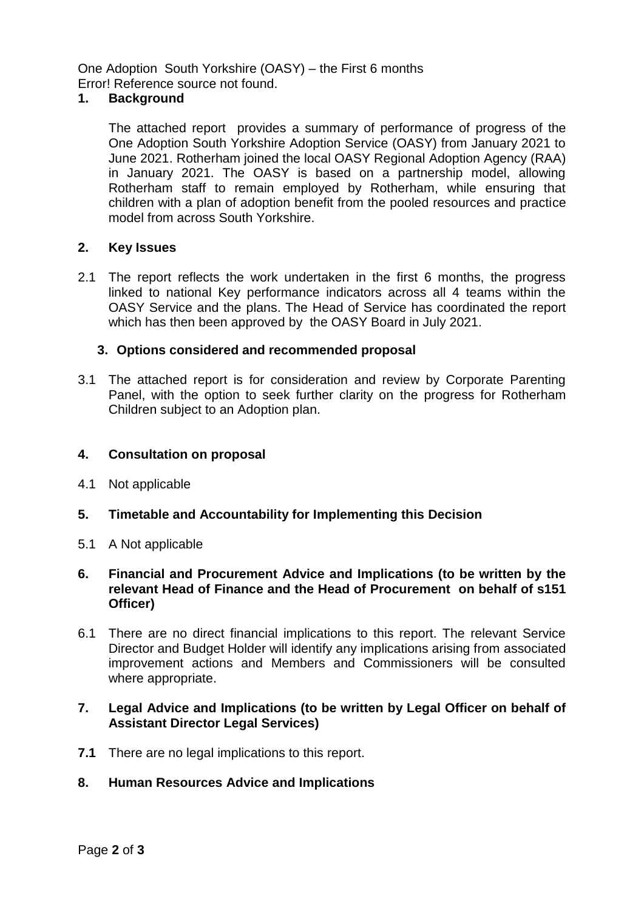One Adoption South Yorkshire (OASY) – the First 6 months
Error! Reference source not found.

## 1. Background

The attached report provides a summary of performance of progress of the One Adoption South Yorkshire Adoption Service (OASY) from January 2021 to June 2021. Rotherham joined the local OASY Regional Adoption Agency (RAA) in January 2021. The OASY is based on a partnership model, allowing Rotherham staff to remain employed by Rotherham, while ensuring that children with a plan of adoption benefit from the pooled resources and practice model from across South Yorkshire.

## 2. Key Issues

2.1 The report reflects the work undertaken in the first 6 months, the progress linked to national Key performance indicators across all 4 teams within the OASY Service and the plans. The Head of Service has coordinated the report which has then been approved by the OASY Board in July 2021.

## 3. Options considered and recommended proposal

3.1 The attached report is for consideration and review by Corporate Parenting Panel, with the option to seek further clarity on the progress for Rotherham Children subject to an Adoption plan.

## 4. Consultation on proposal

4.1 Not applicable

## 5. Timetable and Accountability for Implementing this Decision

5.1 A Not applicable

## 6. Financial and Procurement Advice and Implications (to be written by the relevant Head of Finance and the Head of Procurement on behalf of s151 Officer)

6.1 There are no direct financial implications to this report. The relevant Service Director and Budget Holder will identify any implications arising from associated improvement actions and Members and Commissioners will be consulted where appropriate.

## 7. Legal Advice and Implications (to be written by Legal Officer on behalf of Assistant Director Legal Services)

**7.1** There are no legal implications to this report.

## 8. Human Resources Advice and Implications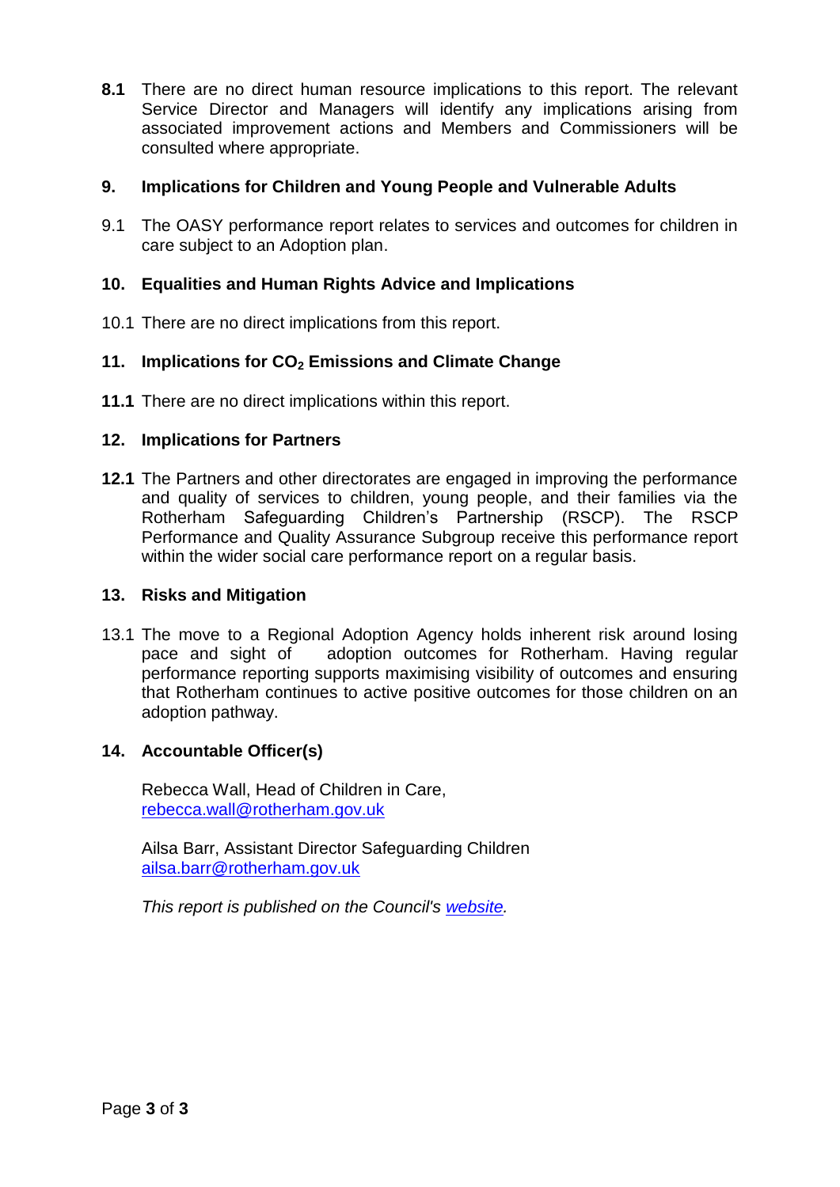**8.1** There are no direct human resource implications to this report. The relevant Service Director and Managers will identify any implications arising from associated improvement actions and Members and Commissioners will be consulted where appropriate.

## 9. Implications for Children and Young People and Vulnerable Adults

9.1 The OASY performance report relates to services and outcomes for children in care subject to an Adoption plan.

## 10. Equalities and Human Rights Advice and Implications

10.1 There are no direct implications from this report.

## 11. Implications for $CO_2$ Emissions and Climate Change

**11.1** There are no direct implications within this report.

## 12. Implications for Partners

**12.1** The Partners and other directorates are engaged in improving the performance and quality of services to children, young people, and their families via the Rotherham Safeguarding Children's Partnership (RSCP). The RSCP Performance and Quality Assurance Subgroup receive this performance report within the wider social care performance report on a regular basis.

## 13. Risks and Mitigation

13.1 The move to a Regional Adoption Agency holds inherent risk around losing pace and sight of adoption outcomes for Rotherham. Having regular performance reporting supports maximising visibility of outcomes and ensuring that Rotherham continues to active positive outcomes for those children on an adoption pathway.

## 14. Accountable Officer(s)

Rebecca Wall, Head of Children in Care, rebecca.wall@rotherham.gov.uk

Ailsa Barr, Assistant Director Safeguarding Children ailsa.barr@rotherham.gov.uk

*This report is published on the Council's website.*